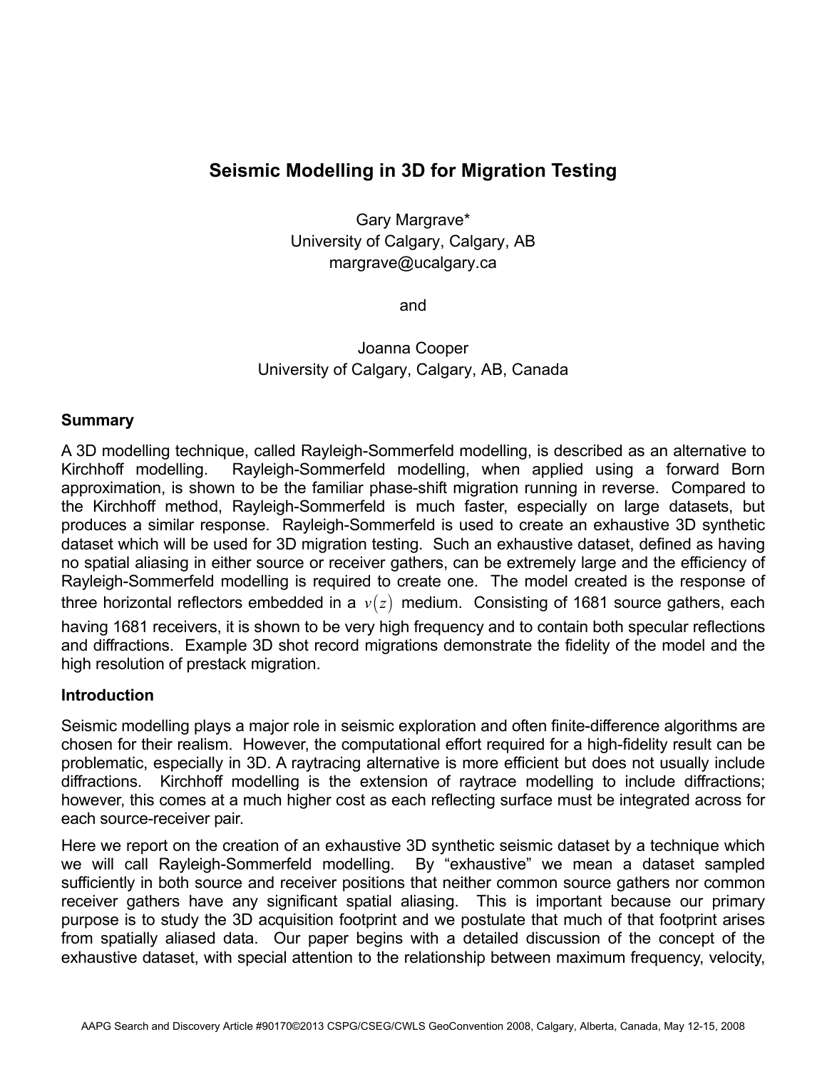# Seismic Modelling in 3D for Migration Testing

Gary Margrave*
University of Calgary, Calgary, AB
margrave@ucalgary.ca

and

Joanna Cooper
University of Calgary, Calgary, AB, Canada

## Summary

A 3D modelling technique, called Rayleigh-Sommerfeld modelling, is described as an alternative to Kirchhoff modelling. Rayleigh-Sommerfeld modelling, when applied using a forward Born approximation, is shown to be the familiar phase-shift migration running in reverse. Compared to the Kirchhoff method, Rayleigh-Sommerfeld is much faster, especially on large datasets, but produces a similar response. Rayleigh-Sommerfeld is used to create an exhaustive 3D synthetic dataset which will be used for 3D migration testing. Such an exhaustive dataset, defined as having no spatial aliasing in either source or receiver gathers, can be extremely large and the efficiency of Rayleigh-Sommerfeld modelling is required to create one. The model created is the response of three horizontal reflectors embedded in a $v(z)$ medium. Consisting of 1681 source gathers, each having 1681 receivers, it is shown to be very high frequency and to contain both specular reflections and diffractions. Example 3D shot record migrations demonstrate the fidelity of the model and the high resolution of prestack migration.

## Introduction

Seismic modelling plays a major role in seismic exploration and often finite-difference algorithms are chosen for their realism. However, the computational effort required for a high-fidelity result can be problematic, especially in 3D. A raytracing alternative is more efficient but does not usually include diffractions. Kirchhoff modelling is the extension of raytrace modelling to include diffractions; however, this comes at a much higher cost as each reflecting surface must be integrated across for each source-receiver pair.

Here we report on the creation of an exhaustive 3D synthetic seismic dataset by a technique which we will call Rayleigh-Sommerfeld modelling. By "exhaustive" we mean a dataset sampled sufficiently in both source and receiver positions that neither common source gathers nor common receiver gathers have any significant spatial aliasing. This is important because our primary purpose is to study the 3D acquisition footprint and we postulate that much of that footprint arises from spatially aliased data. Our paper begins with a detailed discussion of the concept of the exhaustive dataset, with special attention to the relationship between maximum frequency, velocity,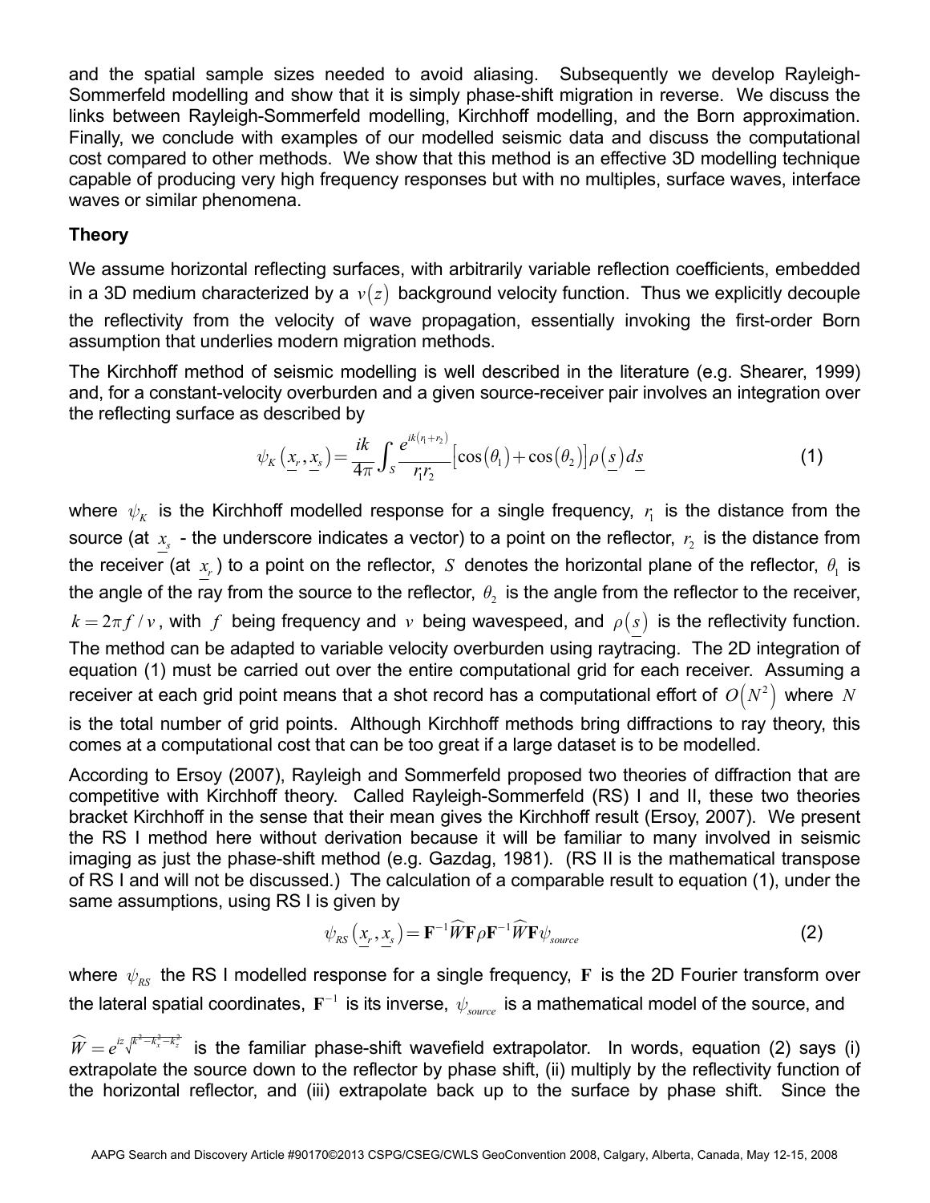and the spatial sample sizes needed to avoid aliasing. Subsequently we develop Rayleigh-Sommerfeld modelling and show that it is simply phase-shift migration in reverse. We discuss the links between Rayleigh-Sommerfeld modelling, Kirchhoff modelling, and the Born approximation. Finally, we conclude with examples of our modelled seismic data and discuss the computational cost compared to other methods. We show that this method is an effective 3D modelling technique capable of producing very high frequency responses but with no multiples, surface waves, interface waves or similar phenomena.

### Theory

We assume horizontal reflecting surfaces, with arbitrarily variable reflection coefficients, embedded in a 3D medium characterized by a $v(z)$ background velocity function. Thus we explicitly decouple the reflectivity from the velocity of wave propagation, essentially invoking the first-order Born assumption that underlies modern migration methods.

The Kirchhoff method of seismic modelling is well described in the literature (e.g. Shearer, 1999) and, for a constant-velocity overburden and a given source-receiver pair involves an integration over the reflecting surface as described by

$$\psi_K\left(\underline{x}_r, \underline{x}_s\right) = \frac{ik}{4\pi} \int_S \frac{e^{ik(r_1+r_2)}}{r_1 r_2} \left[\cos(\theta_1) + \cos(\theta_2)\right] \rho\left(\underline{s}\right) d\underline{s} \tag{1}$$

where $\psi_K$ is the Kirchhoff modelled response for a single frequency, $r_1$ is the distance from the source (at $\underline{x}_s$ - the underscore indicates a vector) to a point on the reflector, $r_2$ is the distance from the receiver (at $\underline{x}_r$) to a point on the reflector, $S$ denotes the horizontal plane of the reflector, $\theta_1$ is the angle of the ray from the source to the reflector, $\theta_2$ is the angle from the reflector to the receiver, $k = 2\pi f / v$, with $f$ being frequency and $v$ being wavespeed, and $\rho\left(\underline{s}\right)$ is the reflectivity function. The method can be adapted to variable velocity overburden using raytracing. The 2D integration of equation (1) must be carried out over the entire computational grid for each receiver. Assuming a receiver at each grid point means that a shot record has a computational effort of $O\left(N^2\right)$ where $N$ is the total number of grid points. Although Kirchhoff methods bring diffractions to ray theory, this comes at a computational cost that can be too great if a large dataset is to be modelled.

According to Ersoy (2007), Rayleigh and Sommerfeld proposed two theories of diffraction that are competitive with Kirchhoff theory. Called Rayleigh-Sommerfeld (RS) I and II, these two theories bracket Kirchhoff in the sense that their mean gives the Kirchhoff result (Ersoy, 2007). We present the RS I method here without derivation because it will be familiar to many involved in seismic imaging as just the phase-shift method (e.g. Gazdag, 1981). (RS II is the mathematical transpose of RS I and will not be discussed.) The calculation of a comparable result to equation (1), under the same assumptions, using RS I is given by

$$\psi_{RS}\left(\underline{x}_r, \underline{x}_s\right) = \mathbf{F}^{-1} \widehat{W} \mathbf{F} \rho \mathbf{F}^{-1} \widehat{W} \mathbf{F} \psi_{source} \tag{2}$$

where $\psi_{RS}$ the RS I modelled response for a single frequency, $\mathbf{F}$ is the 2D Fourier transform over the lateral spatial coordinates, $\mathbf{F}^{-1}$ is its inverse, $\psi_{source}$ is a mathematical model of the source, and $\widehat{W} = e^{iz\sqrt{k^2 - k_x^2 - k_z^2}}$ is the familiar phase-shift wavefield extrapolator. In words, equation (2) says (i) extrapolate the source down to the reflector by phase shift, (ii) multiply by the reflectivity function of the horizontal reflector, and (iii) extrapolate back up to the surface by phase shift. Since the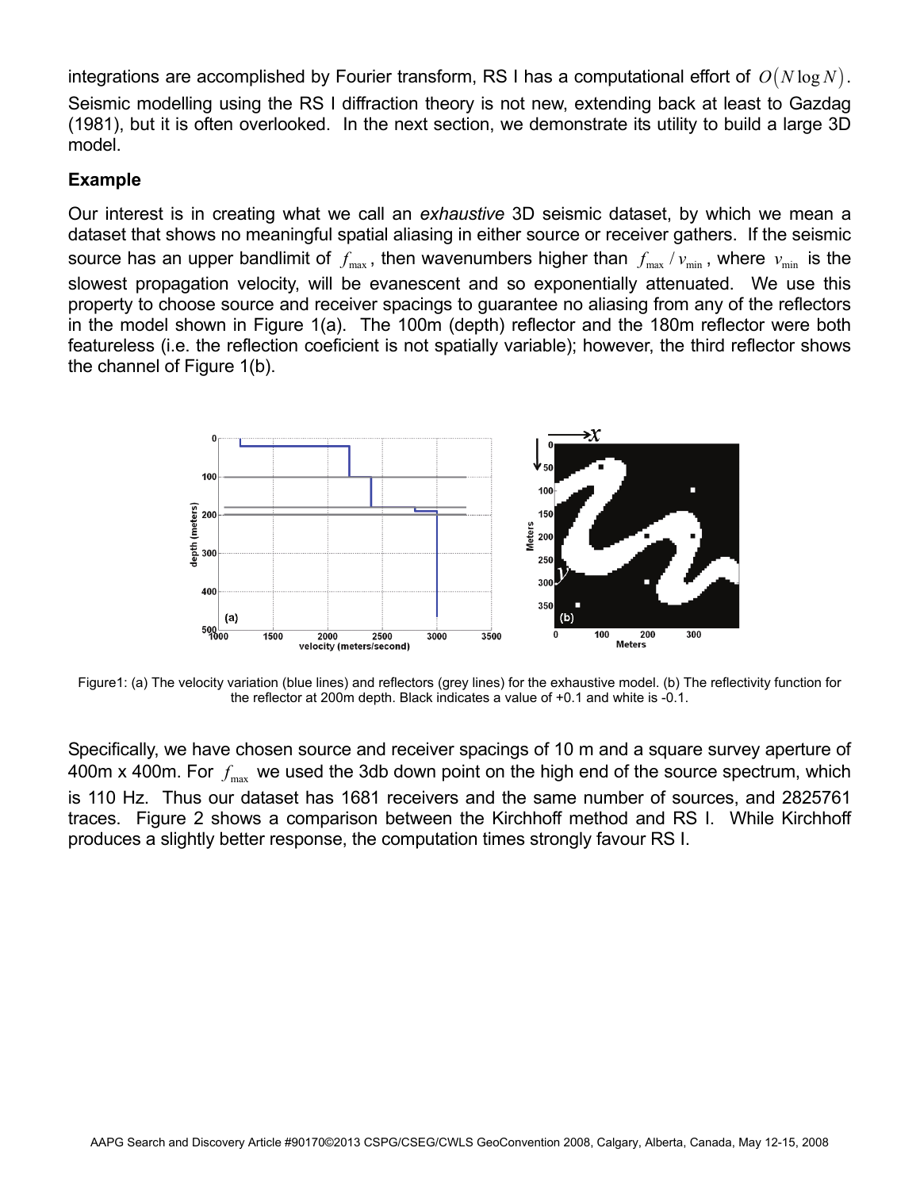integrations are accomplished by Fourier transform, RS I has a computational effort of $O(N \log N)$. Seismic modelling using the RS I diffraction theory is not new, extending back at least to Gazdag (1981), but it is often overlooked. In the next section, we demonstrate its utility to build a large 3D model.

## Example

Our interest is in creating what we call an *exhaustive* 3D seismic dataset, by which we mean a dataset that shows no meaningful spatial aliasing in either source or receiver gathers. If the seismic source has an upper bandlimit of $f_{\max}$, then wavenumbers higher than $f_{\max} / v_{\min}$, where $v_{\min}$ is the slowest propagation velocity, will be evanescent and so exponentially attenuated. We use this property to choose source and receiver spacings to guarantee no aliasing from any of the reflectors in the model shown in Figure 1(a). The 100m (depth) reflector and the 180m reflector were both featureless (i.e. the reflection coeficient is not spatially variable); however, the third reflector shows the channel of Figure 1(b).

Figure1: (a) The velocity variation (blue lines) and reflectors (grey lines) for the exhaustive model. (b) The reflectivity function for the reflector at 200m depth. Black indicates a value of +0.1 and white is -0.1.

Specifically, we have chosen source and receiver spacings of 10 m and a square survey aperture of 400m x 400m. For $f_{\max}$ we used the 3db down point on the high end of the source spectrum, which is 110 Hz. Thus our dataset has 1681 receivers and the same number of sources, and 2825761 traces. Figure 2 shows a comparison between the Kirchhoff method and RS I. While Kirchhoff produces a slightly better response, the computation times strongly favour RS I.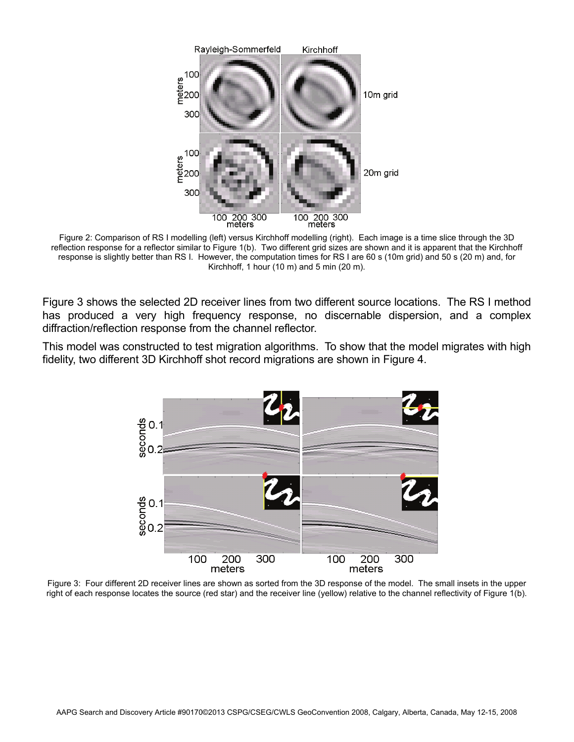Figure 2: Comparison of RS I modelling (left) versus Kirchhoff modelling (right). Each image is a time slice through the 3D reflection response for a reflector similar to Figure 1(b). Two different grid sizes are shown and it is apparent that the Kirchhoff response is slightly better than RS I. However, the computation times for RS I are 60 s (10m grid) and 50 s (20 m) and, for Kirchhoff, 1 hour (10 m) and 5 min (20 m).

Figure 3 shows the selected 2D receiver lines from two different source locations. The RS I method has produced a very high frequency response, no discernable dispersion, and a complex diffraction/reflection response from the channel reflector.

This model was constructed to test migration algorithms. To show that the model migrates with high fidelity, two different 3D Kirchhoff shot record migrations are shown in Figure 4.

Figure 3: Four different 2D receiver lines are shown as sorted from the 3D response of the model. The small insets in the upper right of each response locates the source (red star) and the receiver line (yellow) relative to the channel reflectivity of Figure 1(b).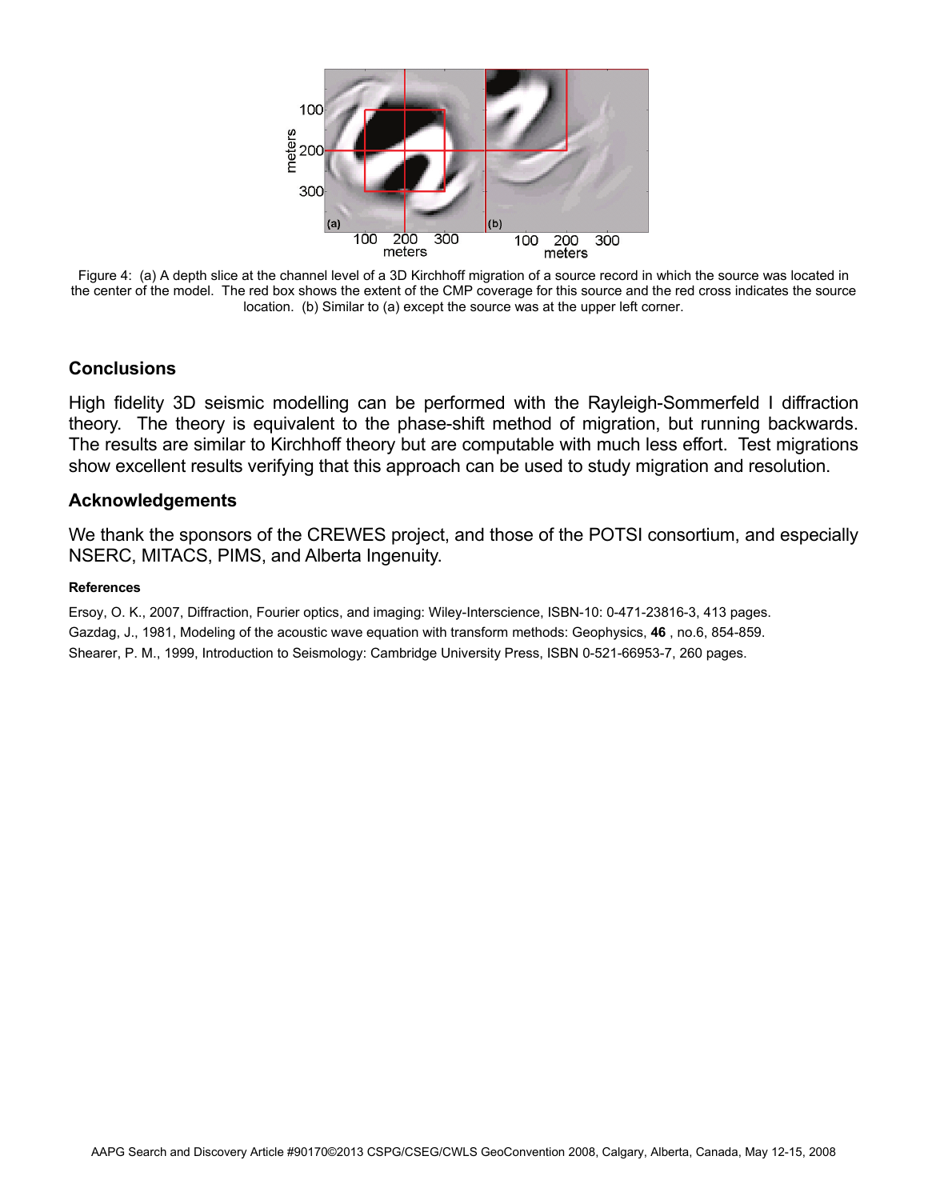100
200
300
meters
(a)
100 200 300
meters
(b)
100 200 300
meters

Figure 4: (a) A depth slice at the channel level of a 3D Kirchhoff migration of a source record in which the source was located in the center of the model. The red box shows the extent of the CMP coverage for this source and the red cross indicates the source location. (b) Similar to (a) except the source was at the upper left corner.

## Conclusions

High fidelity 3D seismic modelling can be performed with the Rayleigh-Sommerfeld I diffraction theory. The theory is equivalent to the phase-shift method of migration, but running backwards. The results are similar to Kirchhoff theory but are computable with much less effort. Test migrations show excellent results verifying that this approach can be used to study migration and resolution.

## Acknowledgements

We thank the sponsors of the CREWES project, and those of the POTSI consortium, and especially NSERC, MITACS, PIMS, and Alberta Ingenuity.

### References

Ersoy, O. K., 2007, Diffraction, Fourier optics, and imaging: Wiley-Interscience, ISBN-10: 0-471-23816-3, 413 pages.

Gazdag, J., 1981, Modeling of the acoustic wave equation with transform methods: Geophysics, **46** , no.6, 854-859.

Shearer, P. M., 1999, Introduction to Seismology: Cambridge University Press, ISBN 0-521-66953-7, 260 pages.